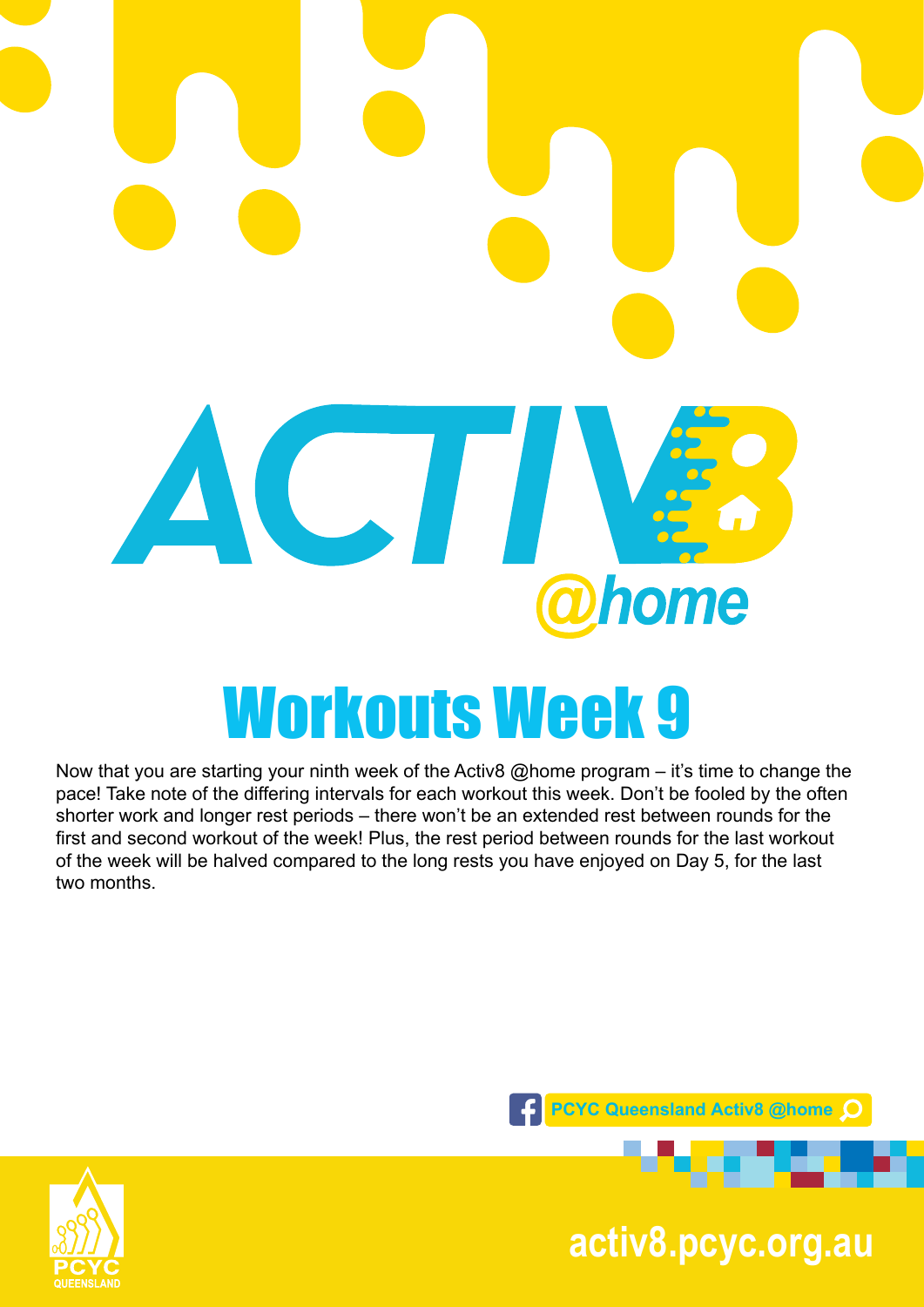# ACTIV8 @home

## Workouts Week 9

Now that you are starting your ninth week of the Activ8 @home program – it's time to change the pace! Take note of the differing intervals for each workout this week. Don't be fooled by the often shorter work and longer rest periods – there won't be an extended rest between rounds for the first and second workout of the week! Plus, the rest period between rounds for the last workout of the week will be halved compared to the long rests you have enjoyed on Day 5, for the last two months.

PCYC Queensland Activ8 @home

PCYC QUEENSLAND

activ8.pcyc.org.au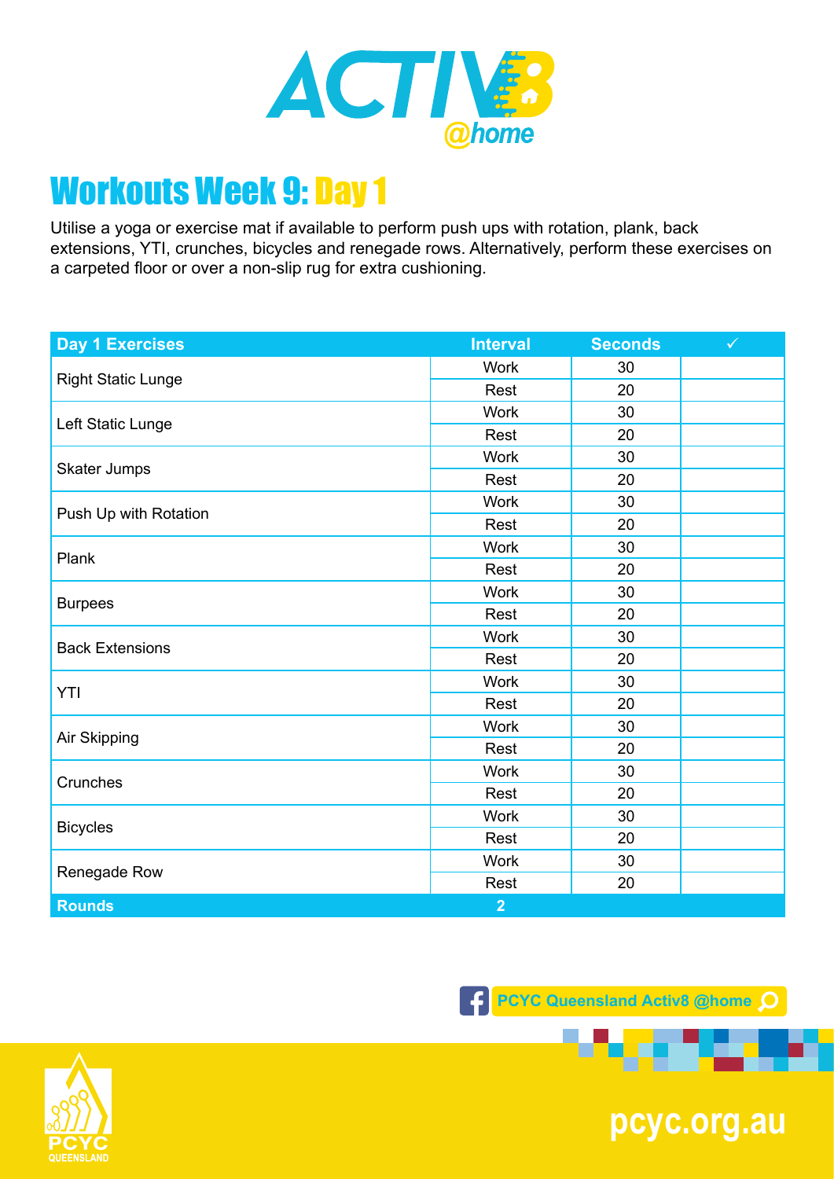# ACTIV8 @home

## Workouts Week 9: Day 1

Utilise a yoga or exercise mat if available to perform push ups with rotation, plank, back extensions, YTI, crunches, bicycles and renegade rows. Alternatively, perform these exercises on a carpeted floor or over a non-slip rug for extra cushioning.

| Day 1 Exercises | Interval | Seconds | ✓ |
|---|---|---|---|
| Right Static Lunge | Work | 30 | |
| | Rest | 20 | |
| Left Static Lunge | Work | 30 | |
| | Rest | 20 | |
| Skater Jumps | Work | 30 | |
| | Rest | 20 | |
| Push Up with Rotation | Work | 30 | |
| | Rest | 20 | |
| Plank | Work | 30 | |
| | Rest | 20 | |
| Burpees | Work | 30 | |
| | Rest | 20 | |
| Back Extensions | Work | 30 | |
| | Rest | 20 | |
| YTI | Work | 30 | |
| | Rest | 20 | |
| Air Skipping | Work | 30 | |
| | Rest | 20 | |
| Crunches | Work | 30 | |
| | Rest | 20 | |
| Bicycles | Work | 30 | |
| | Rest | 20 | |
| Renegade Row | Work | 30 | |
| | Rest | 20 | |
| **Rounds** | **2** | | |

PCYC Queensland Activ8 @home

PCYC QUEENSLAND

pcyc.org.au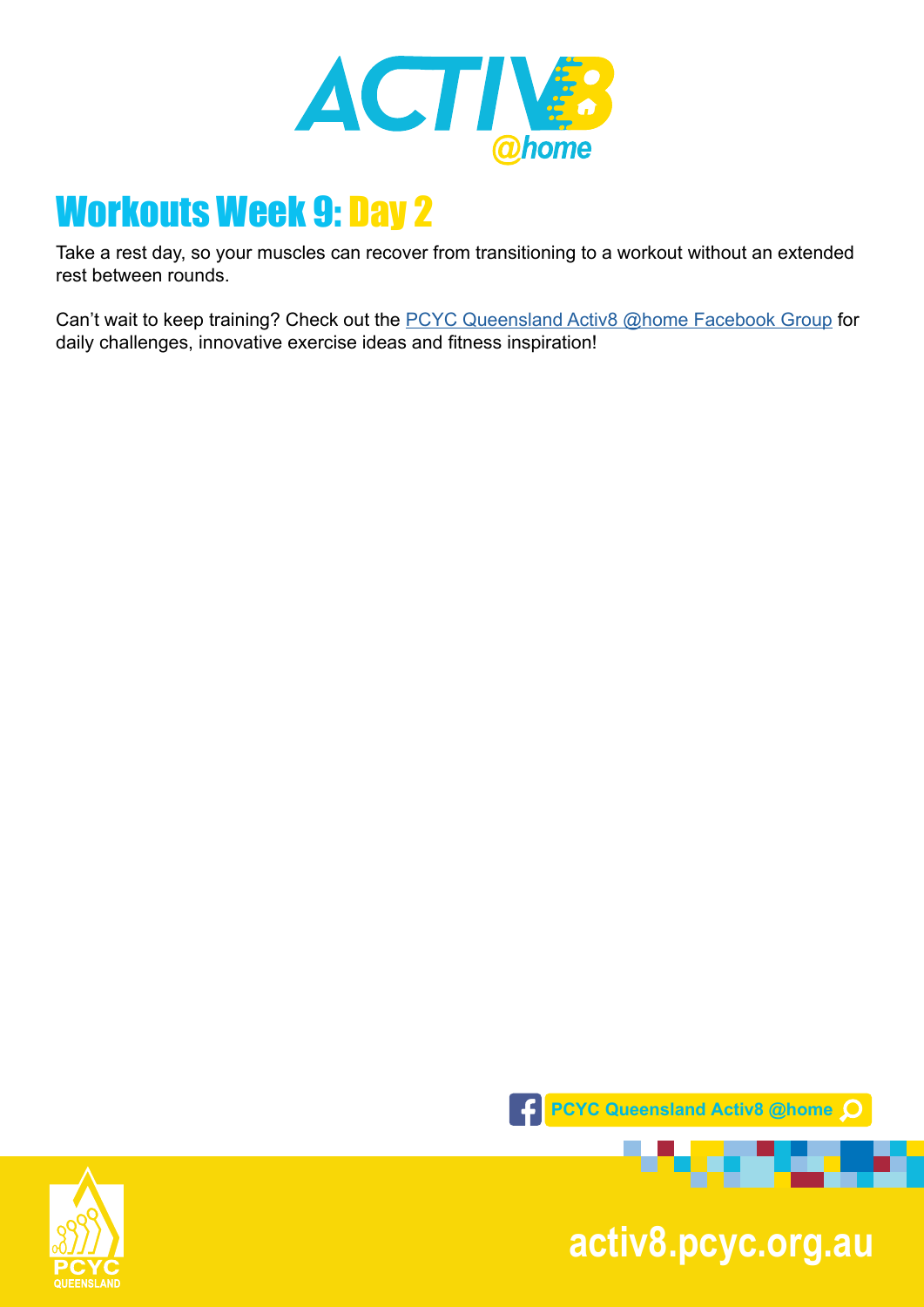# Workouts Week 9: Day 2

Take a rest day, so your muscles can recover from transitioning to a workout without an extended rest between rounds.

Can't wait to keep training? Check out the PCYC Queensland Activ8 @home Facebook Group for daily challenges, innovative exercise ideas and fitness inspiration!

PCYC Queensland Activ8 @home

activ8.pcyc.org.au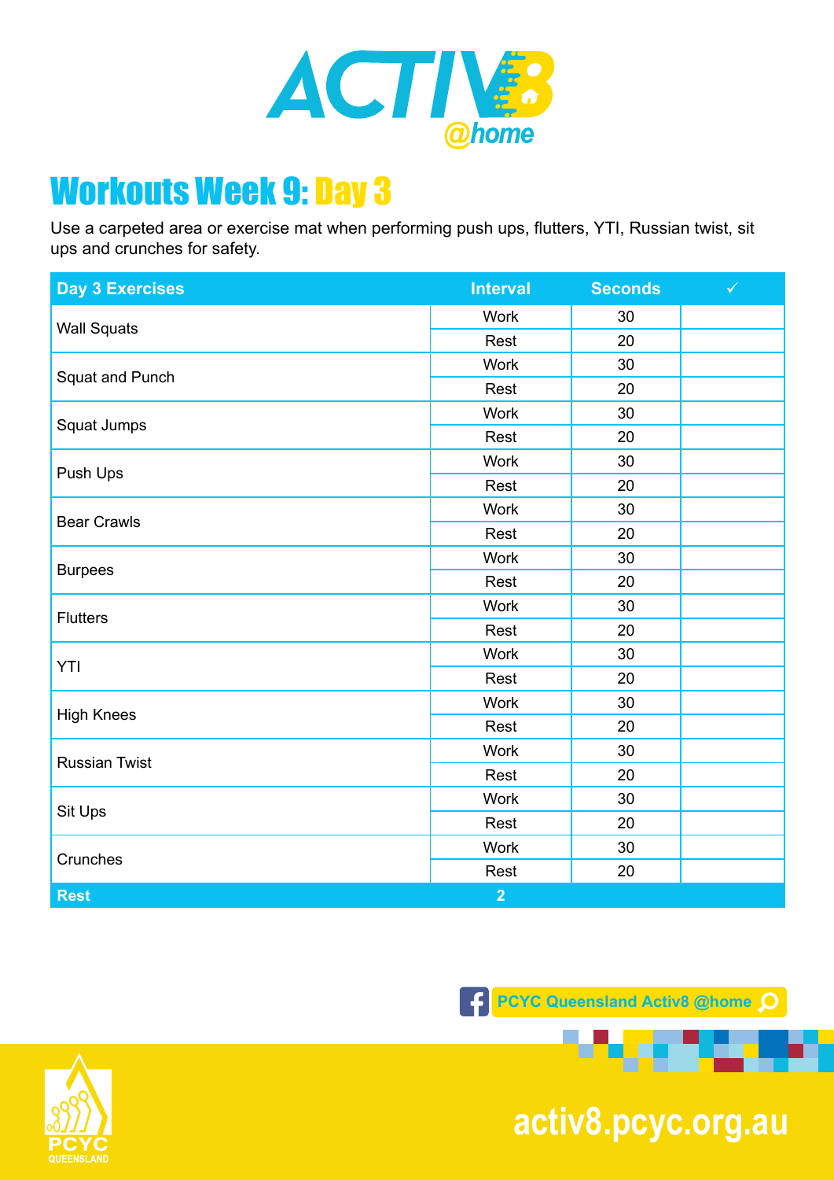# ACTIV8 @home

## Workouts Week 9: Day 3

Use a carpeted area or exercise mat when performing push ups, flutters, YTI, Russian twist, sit ups and crunches for safety.

| Day 3 Exercises | Interval | Seconds | ✓ |
| --- | --- | --- | --- |
| Wall Squats | Work | 30 | |
| | Rest | 20 | |
| Squat and Punch | Work | 30 | |
| | Rest | 20 | |
| Squat Jumps | Work | 30 | |
| | Rest | 20 | |
| Push Ups | Work | 30 | |
| | Rest | 20 | |
| Bear Crawls | Work | 30 | |
| | Rest | 20 | |
| Burpees | Work | 30 | |
| | Rest | 20 | |
| Flutters | Work | 30 | |
| | Rest | 20 | |
| YTI | Work | 30 | |
| | Rest | 20 | |
| High Knees | Work | 30 | |
| | Rest | 20 | |
| Russian Twist | Work | 30 | |
| | Rest | 20 | |
| Sit Ups | Work | 30 | |
| | Rest | 20 | |
| Crunches | Work | 30 | |
| | Rest | 20 | |
| **Rest** | **2** | | |

PCYC Queensland Activ8 @home

activ8.pcyc.org.au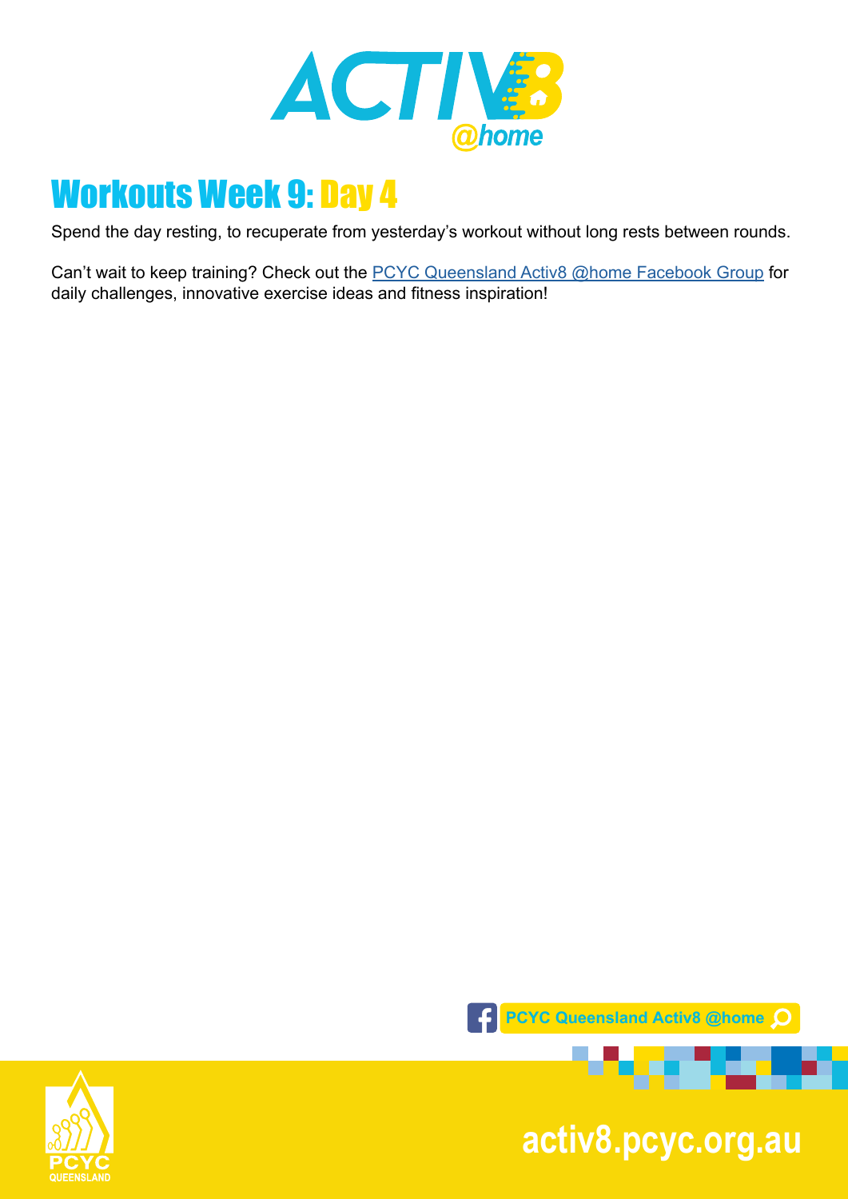# Workouts Week 9: Day 4

Spend the day resting, to recuperate from yesterday's workout without long rests between rounds.

Can't wait to keep training? Check out the [PCYC Queensland Activ8 @home Facebook Group]() for daily challenges, innovative exercise ideas and fitness inspiration!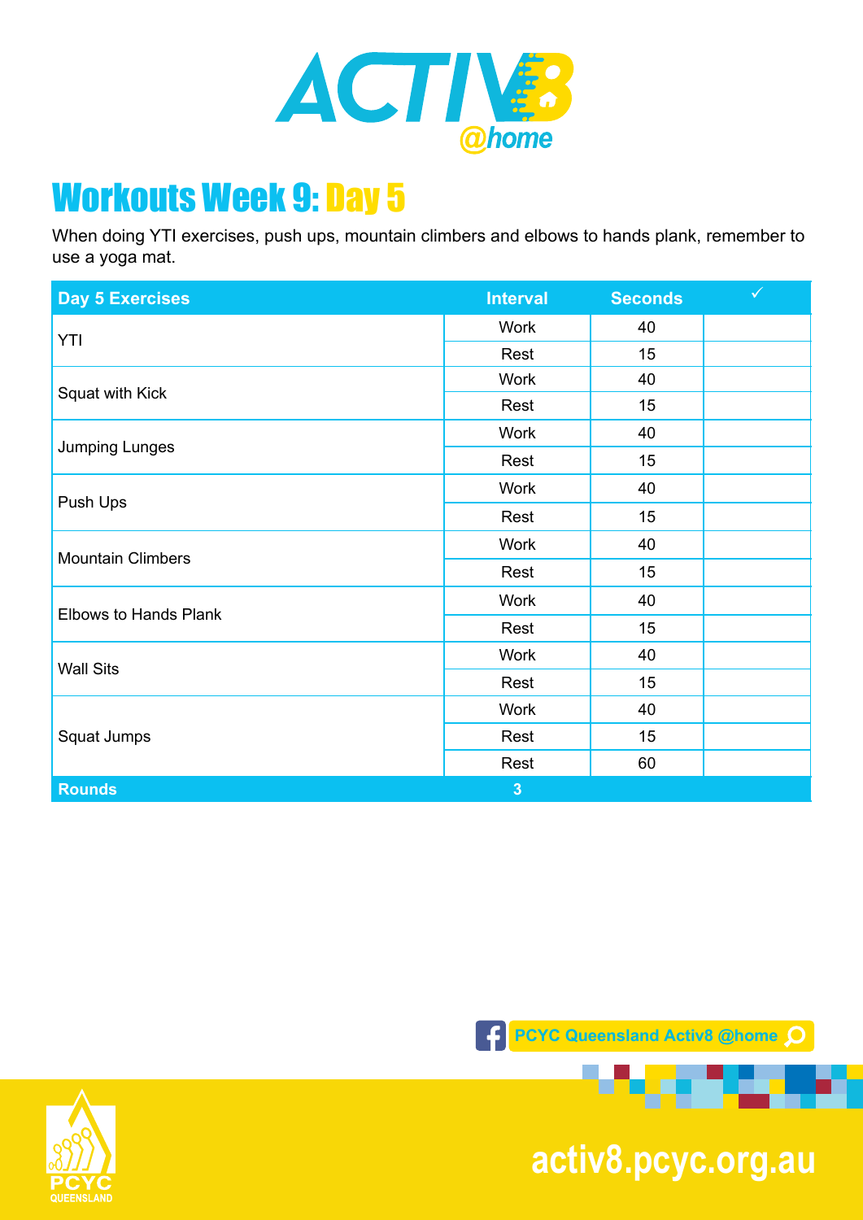# ACTIV8 @home

## Workouts Week 9: Day 5

When doing YTI exercises, push ups, mountain climbers and elbows to hands plank, remember to use a yoga mat.

| Day 5 Exercises | Interval | Seconds | ✓ |
|---|---|---|---|
| YTI | Work | 40 | |
| | Rest | 15 | |
| Squat with Kick | Work | 40 | |
| | Rest | 15 | |
| Jumping Lunges | Work | 40 | |
| | Rest | 15 | |
| Push Ups | Work | 40 | |
| | Rest | 15 | |
| Mountain Climbers | Work | 40 | |
| | Rest | 15 | |
| Elbows to Hands Plank | Work | 40 | |
| | Rest | 15 | |
| Wall Sits | Work | 40 | |
| | Rest | 15 | |
| Squat Jumps | Work | 40 | |
| | Rest | 15 | |
| | Rest | 60 | |
| **Rounds** | **3** | | |

PCYC Queensland Activ8 @home

PCYC QUEENSLAND

activ8.pcyc.org.au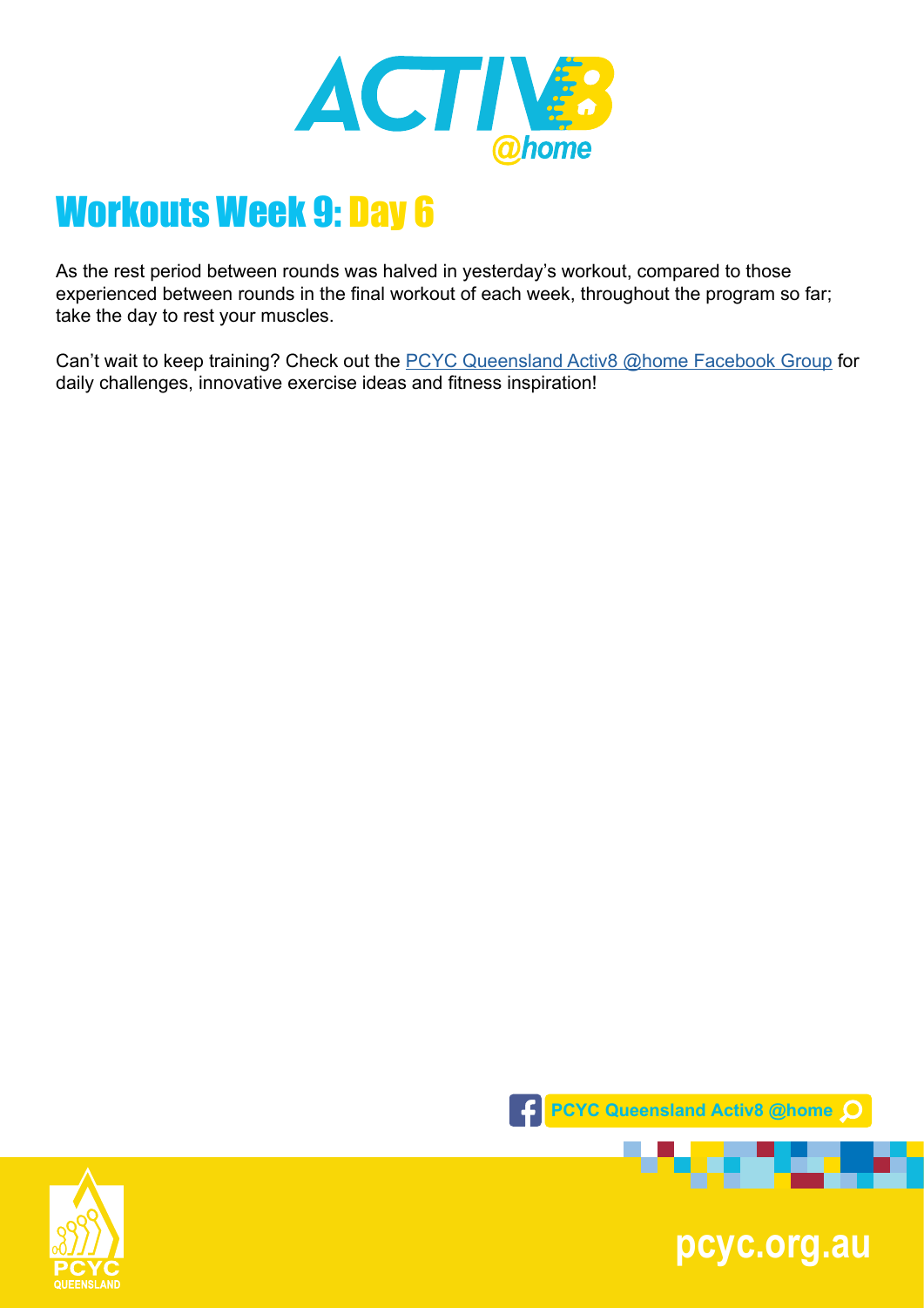# Workouts Week 9: Day 6

As the rest period between rounds was halved in yesterday's workout, compared to those experienced between rounds in the final workout of each week, throughout the program so far; take the day to rest your muscles.

Can't wait to keep training? Check out the [PCYC Queensland Activ8 @home Facebook Group](#) for daily challenges, innovative exercise ideas and fitness inspiration!

PCYC Queensland Activ8 @home

pcyc.org.au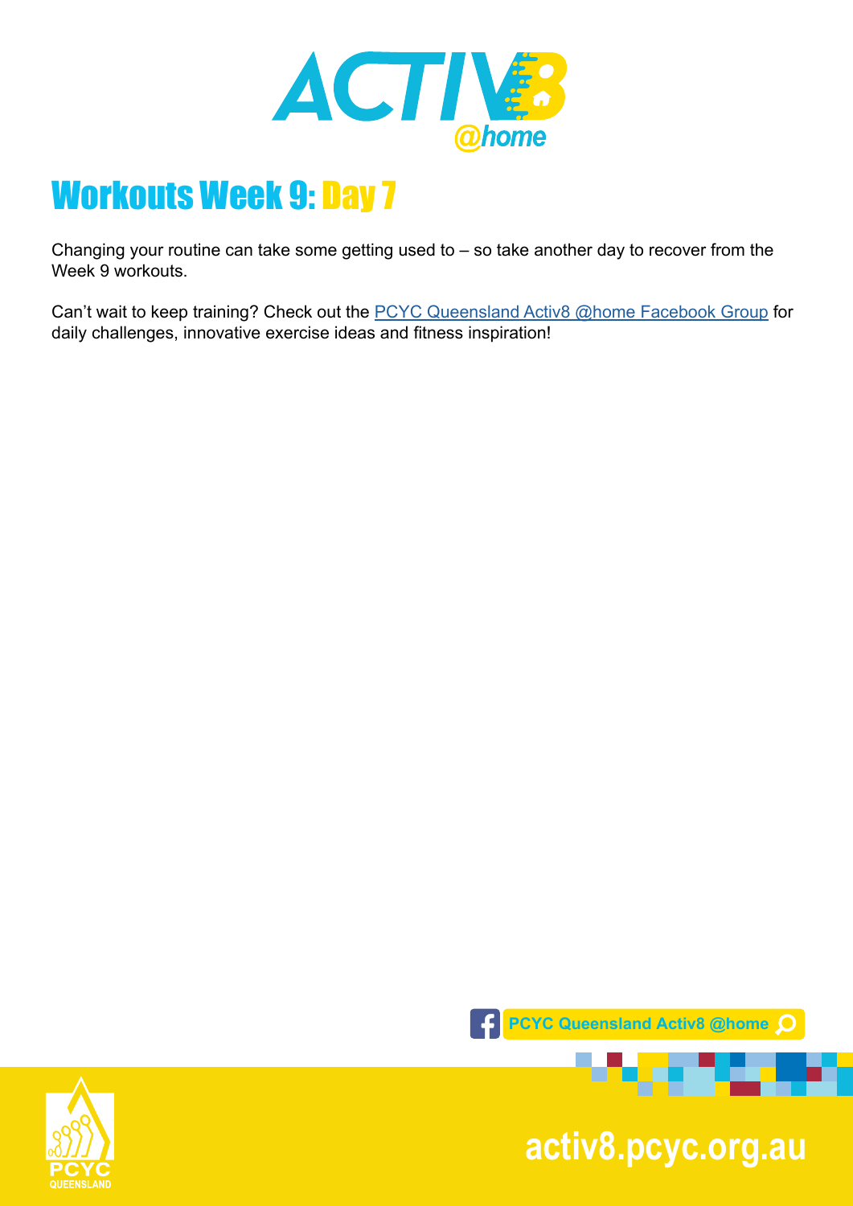# Workouts Week 9: Day 7

Changing your routine can take some getting used to – so take another day to recover from the Week 9 workouts.

Can't wait to keep training? Check out the PCYC Queensland Activ8 @home Facebook Group for daily challenges, innovative exercise ideas and fitness inspiration!

PCYC Queensland Activ8 @home

activ8.pcyc.org.au